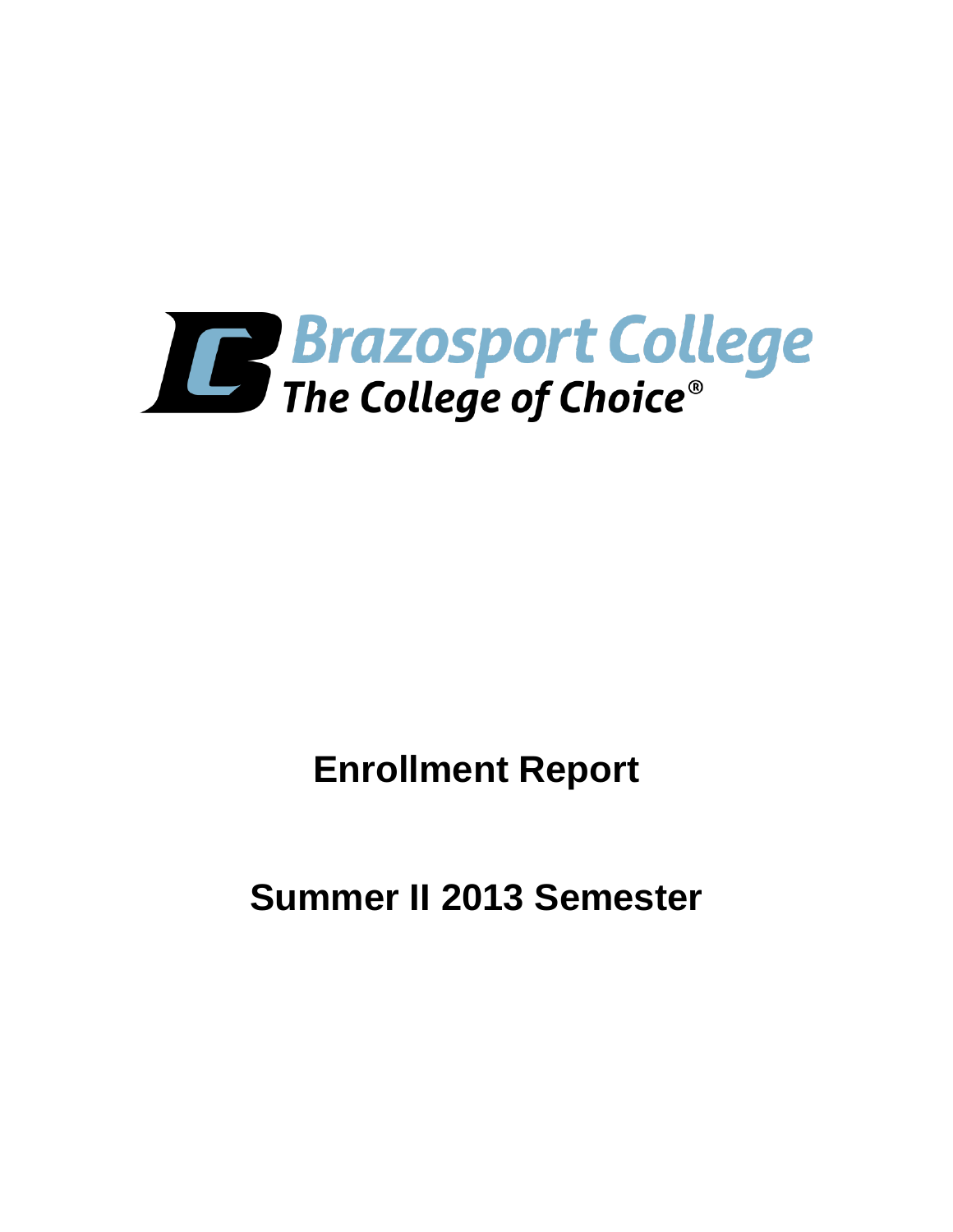Brazosport College

The College of Choice®

# Enrollment Report

# Summer II 2013 Semester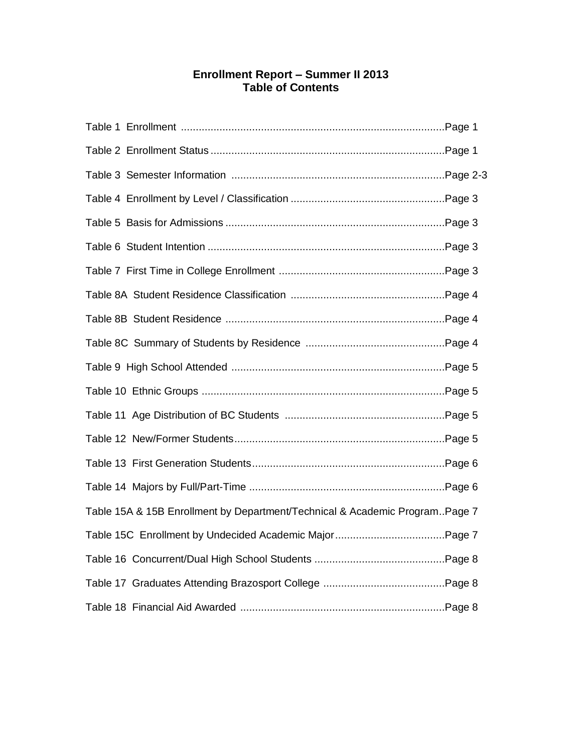# Enrollment Report – Summer II 2013
## Table of Contents

Table 1 Enrollment ........................................................................................Page 1

Table 2 Enrollment Status ..............................................................................Page 1

Table 3 Semester Information .......................................................................Page 2-3

Table 4 Enrollment by Level / Classification ...................................................Page 3

Table 5 Basis for Admissions .........................................................................Page 3

Table 6 Student Intention ...............................................................................Page 3

Table 7 First Time in College Enrollment ........................................................Page 3

Table 8A Student Residence Classification ....................................................Page 4

Table 8B Student Residence ..........................................................................Page 4

Table 8C Summary of Students by Residence ...............................................Page 4

Table 9 High School Attended .......................................................................Page 5

Table 10 Ethnic Groups .................................................................................Page 5

Table 11 Age Distribution of BC Students ......................................................Page 5

Table 12 New/Former Students......................................................................Page 5

Table 13 First Generation Students................................................................Page 6

Table 14 Majors by Full/Part-Time .................................................................Page 6

Table 15A & 15B Enrollment by Department/Technical & Academic Program..Page 7

Table 15C Enrollment by Undecided Academic Major.....................................Page 7

Table 16 Concurrent/Dual High School Students ............................................Page 8

Table 17 Graduates Attending Brazosport College .........................................Page 8

Table 18 Financial Aid Awarded ....................................................................Page 8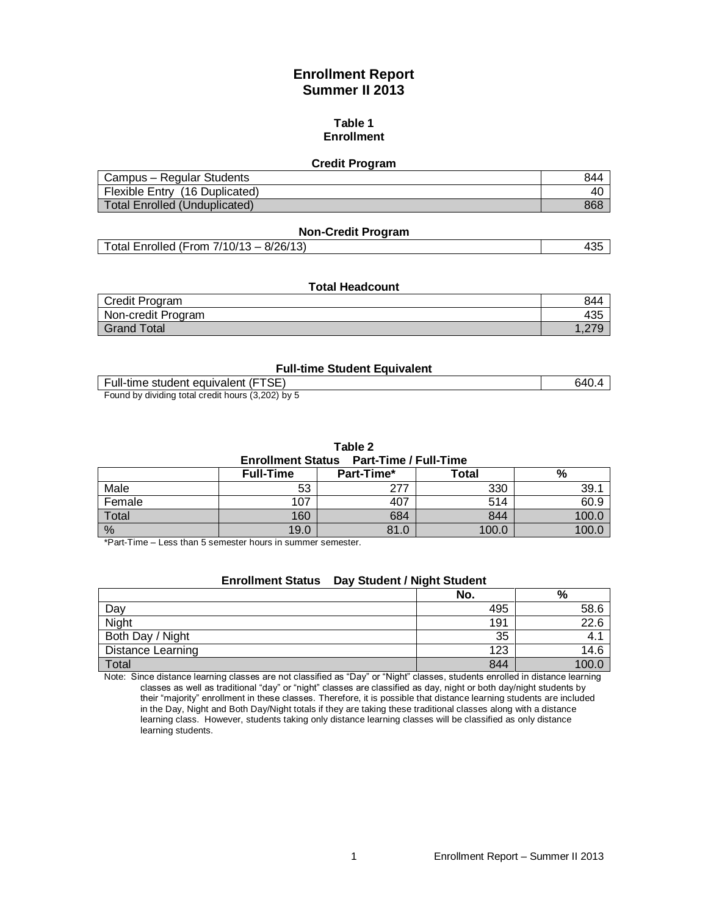# Enrollment Report
# Summer II 2013

## Table 1
## Enrollment

### Credit Program

| | |
|---|---|
| Campus – Regular Students | 844 |
| Flexible Entry (16 Duplicated) | 40 |
| Total Enrolled (Unduplicated) | 868 |

### Non-Credit Program

| | |
|---|---|
| Total Enrolled (From 7/10/13 – 8/26/13) | 435 |

### Total Headcount

| | |
|---|---|
| Credit Program | 844 |
| Non-credit Program | 435 |
| Grand Total | 1,279 |

### Full-time Student Equivalent

| | |
|---|---|
| Full-time student equivalent (FTSE) | 640.4 |

Found by dividing total credit hours (3,202) by 5

## Table 2
### Enrollment Status Part-Time / Full-Time

| | Full-Time | Part-Time* | Total | % |
|---|---|---|---|---|
| Male | 53 | 277 | 330 | 39.1 |
| Female | 107 | 407 | 514 | 60.9 |
| Total | 160 | 684 | 844 | 100.0 |
| % | 19.0 | 81.0 | 100.0 | 100.0 |

*Part-Time – Less than 5 semester hours in summer semester.

### Enrollment Status Day Student / Night Student

| | No. | % |
|---|---|---|
| Day | 495 | 58.6 |
| Night | 191 | 22.6 |
| Both Day / Night | 35 | 4.1 |
| Distance Learning | 123 | 14.6 |
| Total | 844 | 100.0 |

Note: Since distance learning classes are not classified as "Day" or "Night" classes, students enrolled in distance learning classes as well as traditional "day" or "night" classes are classified as day, night or both day/night students by their "majority" enrollment in these classes. Therefore, it is possible that distance learning students are included in the Day, Night and Both Day/Night totals if they are taking these traditional classes along with a distance learning class. However, students taking only distance learning classes will be classified as only distance learning students.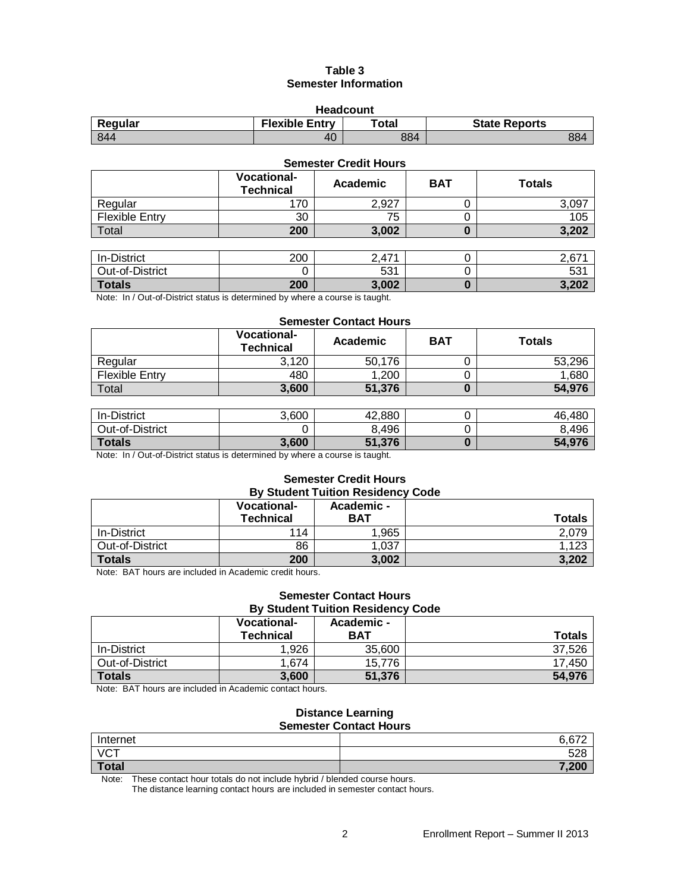## Table 3
## Semester Information

### Headcount

| Regular | Flexible Entry | Total | State Reports |
|---|---|---|---|
| 844 | 40 | 884 | 884 |

### Semester Credit Hours

| | Vocational-Technical | Academic | BAT | Totals |
|---|---|---|---|---|
| Regular | 170 | 2,927 | 0 | 3,097 |
| Flexible Entry | 30 | 75 | 0 | 105 |
| Total | **200** | **3,002** | **0** | **3,202** |
| | | | | |
| In-District | 200 | 2,471 | 0 | 2,671 |
| Out-of-District | 0 | 531 | 0 | 531 |
| **Totals** | **200** | **3,002** | **0** | **3,202** |

Note: In / Out-of-District status is determined by where a course is taught.

### Semester Contact Hours

| | Vocational-Technical | Academic | BAT | Totals |
|---|---|---|---|---|
| Regular | 3,120 | 50,176 | 0 | 53,296 |
| Flexible Entry | 480 | 1,200 | 0 | 1,680 |
| Total | **3,600** | **51,376** | **0** | **54,976** |
| | | | | |
| In-District | 3,600 | 42,880 | 0 | 46,480 |
| Out-of-District | 0 | 8,496 | 0 | 8,496 |
| **Totals** | **3,600** | **51,376** | **0** | **54,976** |

Note: In / Out-of-District status is determined by where a course is taught.

### Semester Credit Hours
### By Student Tuition Residency Code

| | Vocational-Technical | Academic - BAT | Totals |
|---|---|---|---|
| In-District | 114 | 1,965 | 2,079 |
| Out-of-District | 86 | 1,037 | 1,123 |
| **Totals** | **200** | **3,002** | **3,202** |

Note: BAT hours are included in Academic credit hours.

### Semester Contact Hours
### By Student Tuition Residency Code

| | Vocational-Technical | Academic - BAT | Totals |
|---|---|---|---|
| In-District | 1,926 | 35,600 | 37,526 |
| Out-of-District | 1,674 | 15,776 | 17,450 |
| **Totals** | **3,600** | **51,376** | **54,976** |

Note: BAT hours are included in Academic contact hours.

### Distance Learning
### Semester Contact Hours

| | |
|---|---|
| Internet | 6,672 |
| VCT | 528 |
| **Total** | **7,200** |

Note: These contact hour totals do not include hybrid / blended course hours.
The distance learning contact hours are included in semester contact hours.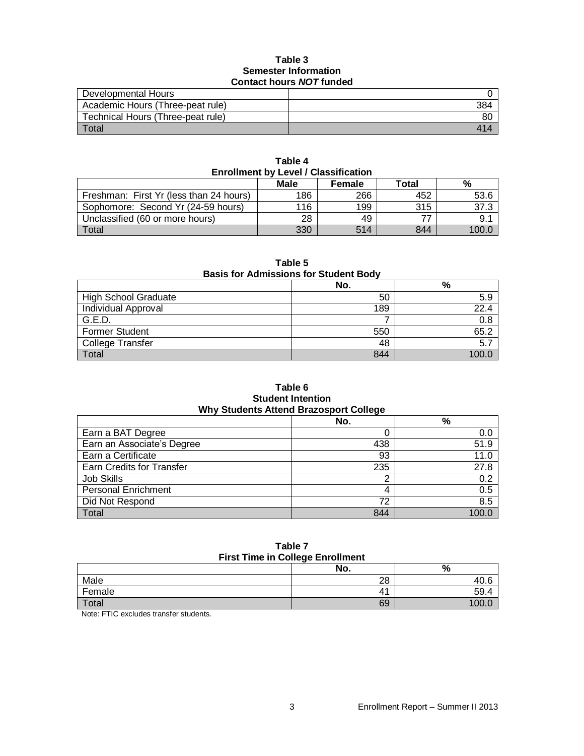**Table 3**
**Semester Information**
**Contact hours *NOT* funded**

| | |
|---|---|
| Developmental Hours | 0 |
| Academic Hours (Three-peat rule) | 384 |
| Technical Hours (Three-peat rule) | 80 |
| Total | 414 |

**Table 4**
**Enrollment by Level / Classification**

| | Male | Female | Total | % |
|---|---|---|---|---|
| Freshman: First Yr (less than 24 hours) | 186 | 266 | 452 | 53.6 |
| Sophomore: Second Yr (24-59 hours) | 116 | 199 | 315 | 37.3 |
| Unclassified (60 or more hours) | 28 | 49 | 77 | 9.1 |
| Total | 330 | 514 | 844 | 100.0 |

**Table 5**
**Basis for Admissions for Student Body**

| | No. | % |
|---|---|---|
| High School Graduate | 50 | 5.9 |
| Individual Approval | 189 | 22.4 |
| G.E.D. | 7 | 0.8 |
| Former Student | 550 | 65.2 |
| College Transfer | 48 | 5.7 |
| Total | 844 | 100.0 |

**Table 6**
**Student Intention**
**Why Students Attend Brazosport College**

| | No. | % |
|---|---|---|
| Earn a BAT Degree | 0 | 0.0 |
| Earn an Associate's Degree | 438 | 51.9 |
| Earn a Certificate | 93 | 11.0 |
| Earn Credits for Transfer | 235 | 27.8 |
| Job Skills | 2 | 0.2 |
| Personal Enrichment | 4 | 0.5 |
| Did Not Respond | 72 | 8.5 |
| Total | 844 | 100.0 |

**Table 7**
**First Time in College Enrollment**

| | No. | % |
|---|---|---|
| Male | 28 | 40.6 |
| Female | 41 | 59.4 |
| Total | 69 | 100.0 |

Note: FTIC excludes transfer students.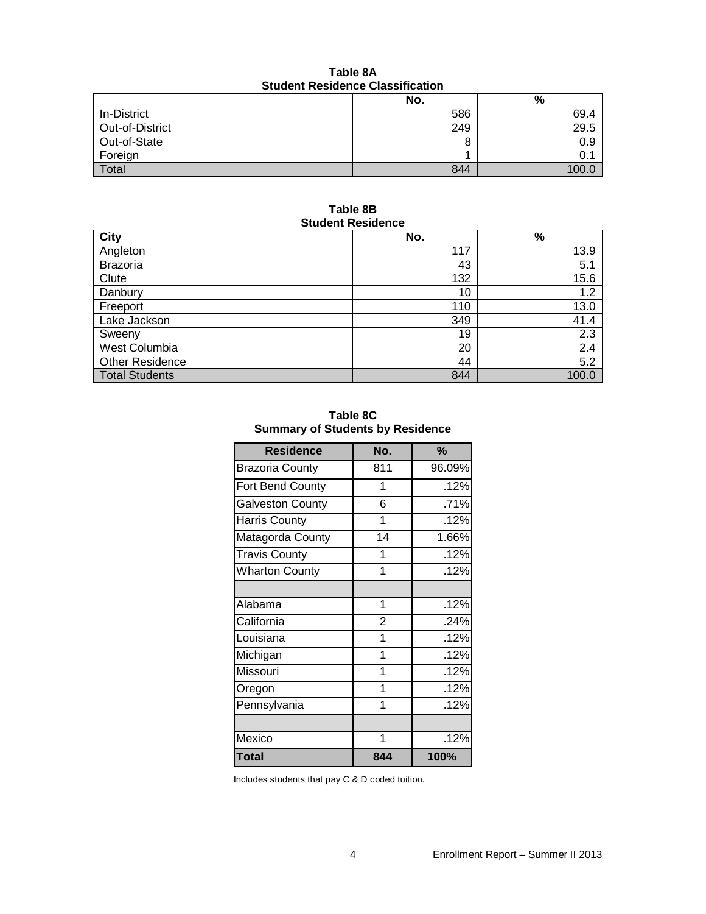**Table 8A**
**Student Residence Classification**

| | No. | % |
|---|---|---|
| In-District | 586 | 69.4 |
| Out-of-District | 249 | 29.5 |
| Out-of-State | 8 | 0.9 |
| Foreign | 1 | 0.1 |
| Total | 844 | 100.0 |

**Table 8B**
**Student Residence**

| City | No. | % |
|---|---|---|
| Angleton | 117 | 13.9 |
| Brazoria | 43 | 5.1 |
| Clute | 132 | 15.6 |
| Danbury | 10 | 1.2 |
| Freeport | 110 | 13.0 |
| Lake Jackson | 349 | 41.4 |
| Sweeny | 19 | 2.3 |
| West Columbia | 20 | 2.4 |
| Other Residence | 44 | 5.2 |
| Total Students | 844 | 100.0 |

**Table 8C**
**Summary of Students by Residence**

| Residence | No. | % |
|---|---|---|
| Brazoria County | 811 | 96.09% |
| Fort Bend County | 1 | .12% |
| Galveston County | 6 | .71% |
| Harris County | 1 | .12% |
| Matagorda County | 14 | 1.66% |
| Travis County | 1 | .12% |
| Wharton County | 1 | .12% |
| | | |
| Alabama | 1 | .12% |
| California | 2 | .24% |
| Louisiana | 1 | .12% |
| Michigan | 1 | .12% |
| Missouri | 1 | .12% |
| Oregon | 1 | .12% |
| Pennsylvania | 1 | .12% |
| | | |
| Mexico | 1 | .12% |
| **Total** | **844** | **100%** |

Includes students that pay C & D coded tuition.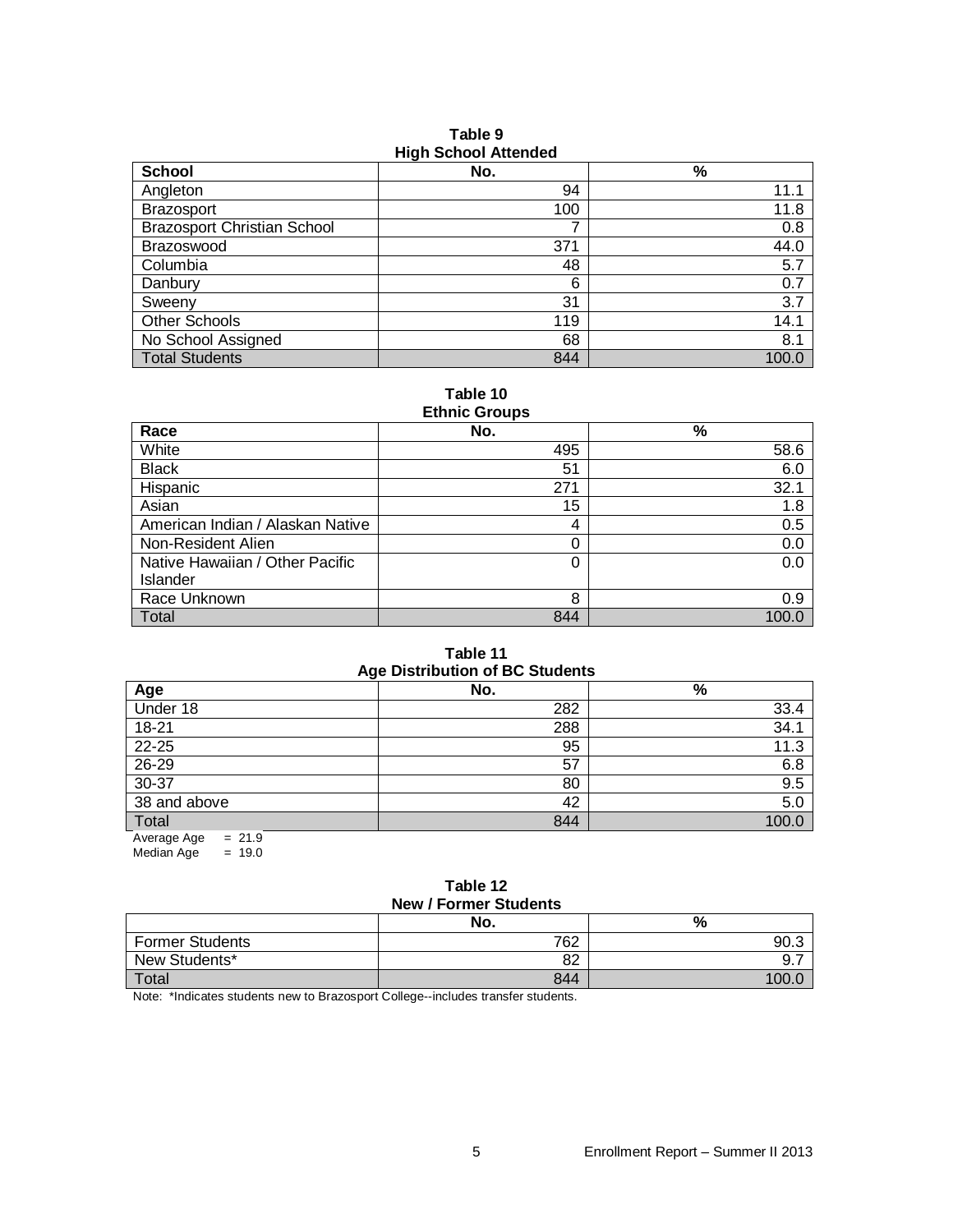**Table 9**
**High School Attended**

| School | No. | % |
|---|---|---|
| Angleton | 94 | 11.1 |
| Brazosport | 100 | 11.8 |
| Brazosport Christian School | 7 | 0.8 |
| Brazoswood | 371 | 44.0 |
| Columbia | 48 | 5.7 |
| Danbury | 6 | 0.7 |
| Sweeny | 31 | 3.7 |
| Other Schools | 119 | 14.1 |
| No School Assigned | 68 | 8.1 |
| Total Students | 844 | 100.0 |

**Table 10**
**Ethnic Groups**

| Race | No. | % |
|---|---|---|
| White | 495 | 58.6 |
| Black | 51 | 6.0 |
| Hispanic | 271 | 32.1 |
| Asian | 15 | 1.8 |
| American Indian / Alaskan Native | 4 | 0.5 |
| Non-Resident Alien | 0 | 0.0 |
| Native Hawaiian / Other Pacific Islander | 0 | 0.0 |
| Race Unknown | 8 | 0.9 |
| Total | 844 | 100.0 |

**Table 11**
**Age Distribution of BC Students**

| Age | No. | % |
|---|---|---|
| Under 18 | 282 | 33.4 |
| 18-21 | 288 | 34.1 |
| 22-25 | 95 | 11.3 |
| 26-29 | 57 | 6.8 |
| 30-37 | 80 | 9.5 |
| 38 and above | 42 | 5.0 |
| Total | 844 | 100.0 |

Average Age = 21.9
Median Age = 19.0

**Table 12**
**New / Former Students**

| | No. | % |
|---|---|---|
| Former Students | 762 | 90.3 |
| New Students* | 82 | 9.7 |
| Total | 844 | 100.0 |

Note: *Indicates students new to Brazosport College--includes transfer students.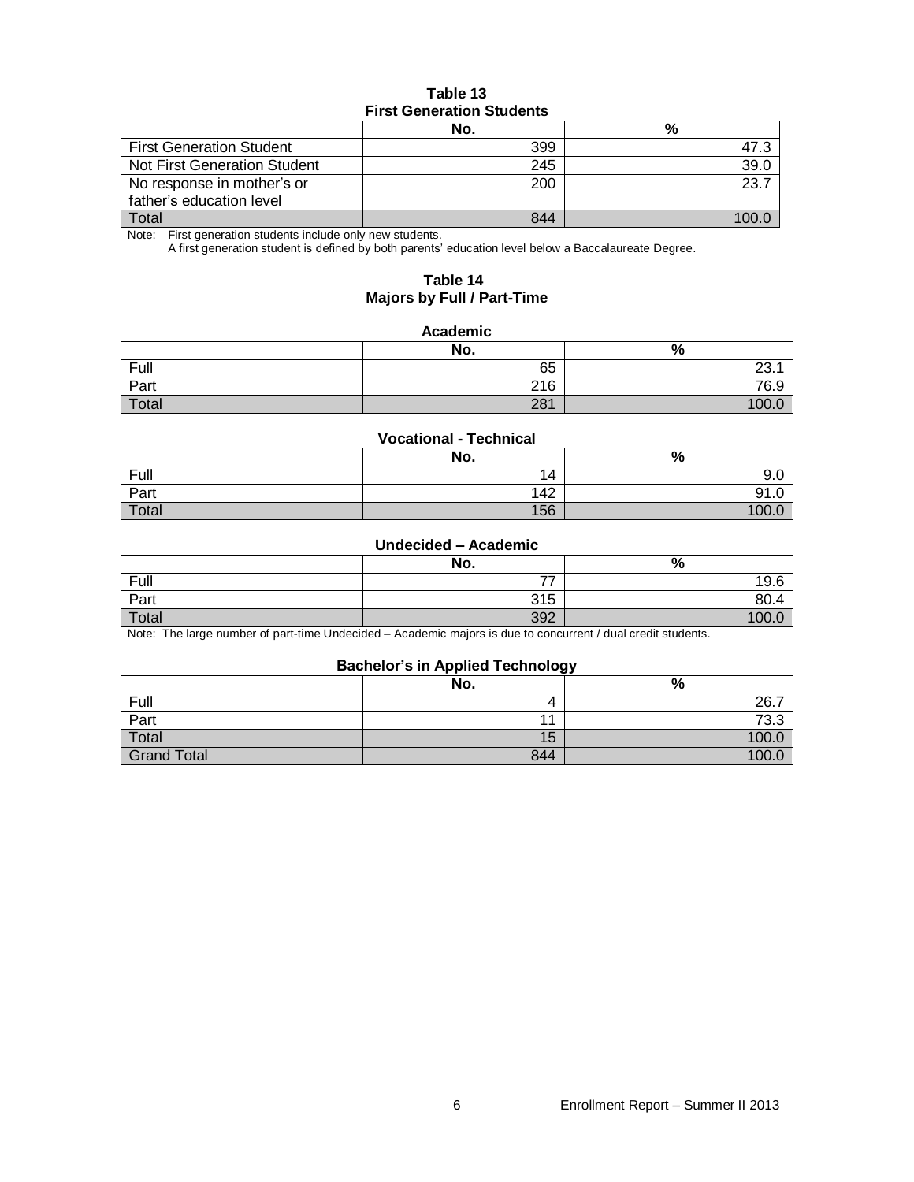**Table 13**
**First Generation Students**

| | No. | % |
|---|---|---|
| First Generation Student | 399 | 47.3 |
| Not First Generation Student | 245 | 39.0 |
| No response in mother's or father's education level | 200 | 23.7 |
| Total | 844 | 100.0 |

Note: First generation students include only new students.
A first generation student is defined by both parents' education level below a Baccalaureate Degree.

**Table 14**
**Majors by Full / Part-Time**

**Academic**

| | No. | % |
|---|---|---|
| Full | 65 | 23.1 |
| Part | 216 | 76.9 |
| Total | 281 | 100.0 |

**Vocational - Technical**

| | No. | % |
|---|---|---|
| Full | 14 | 9.0 |
| Part | 142 | 91.0 |
| Total | 156 | 100.0 |

**Undecided – Academic**

| | No. | % |
|---|---|---|
| Full | 77 | 19.6 |
| Part | 315 | 80.4 |
| Total | 392 | 100.0 |

Note: The large number of part-time Undecided – Academic majors is due to concurrent / dual credit students.

**Bachelor's in Applied Technology**

| | No. | % |
|---|---|---|
| Full | 4 | 26.7 |
| Part | 11 | 73.3 |
| Total | 15 | 100.0 |
| Grand Total | 844 | 100.0 |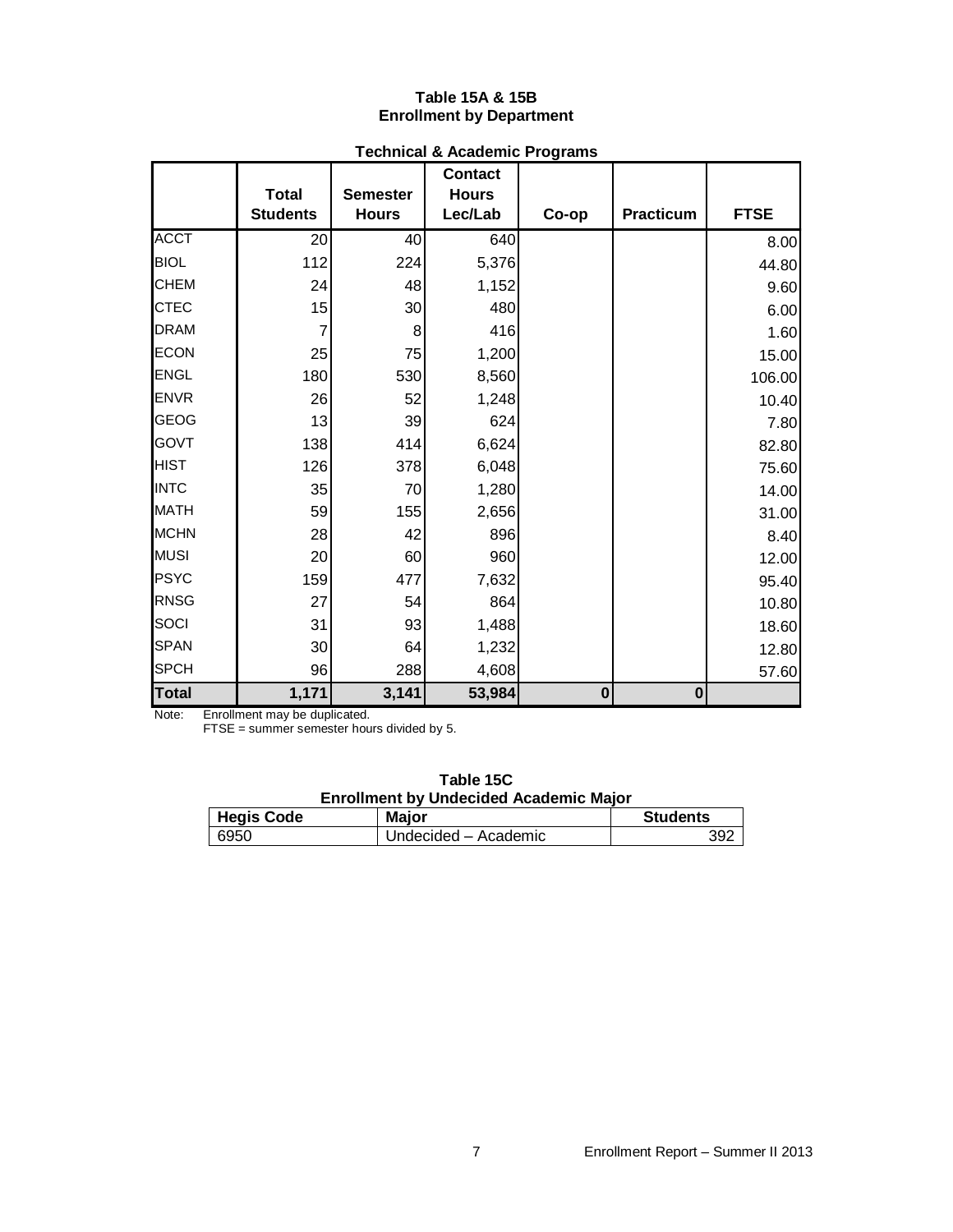## Table 15A & 15B
## Enrollment by Department

### Technical & Academic Programs

| | Total Students | Semester Hours | Contact Hours Lec/Lab | Co-op | Practicum | FTSE |
|---|---|---|---|---|---|---|
| ACCT | 20 | 40 | 640 | | | 8.00 |
| BIOL | 112 | 224 | 5,376 | | | 44.80 |
| CHEM | 24 | 48 | 1,152 | | | 9.60 |
| CTEC | 15 | 30 | 480 | | | 6.00 |
| DRAM | 7 | 8 | 416 | | | 1.60 |
| ECON | 25 | 75 | 1,200 | | | 15.00 |
| ENGL | 180 | 530 | 8,560 | | | 106.00 |
| ENVR | 26 | 52 | 1,248 | | | 10.40 |
| GEOG | 13 | 39 | 624 | | | 7.80 |
| GOVT | 138 | 414 | 6,624 | | | 82.80 |
| HIST | 126 | 378 | 6,048 | | | 75.60 |
| INTC | 35 | 70 | 1,280 | | | 14.00 |
| MATH | 59 | 155 | 2,656 | | | 31.00 |
| MCHN | 28 | 42 | 896 | | | 8.40 |
| MUSI | 20 | 60 | 960 | | | 12.00 |
| PSYC | 159 | 477 | 7,632 | | | 95.40 |
| RNSG | 27 | 54 | 864 | | | 10.80 |
| SOCI | 31 | 93 | 1,488 | | | 18.60 |
| SPAN | 30 | 64 | 1,232 | | | 12.80 |
| SPCH | 96 | 288 | 4,608 | | | 57.60 |
| **Total** | **1,171** | **3,141** | **53,984** | **0** | **0** | |

Note: Enrollment may be duplicated.
FTSE = summer semester hours divided by 5.

## Table 15C
## Enrollment by Undecided Academic Major

| Hegis Code | Major | Students |
|---|---|---|
| 6950 | Undecided – Academic | 392 |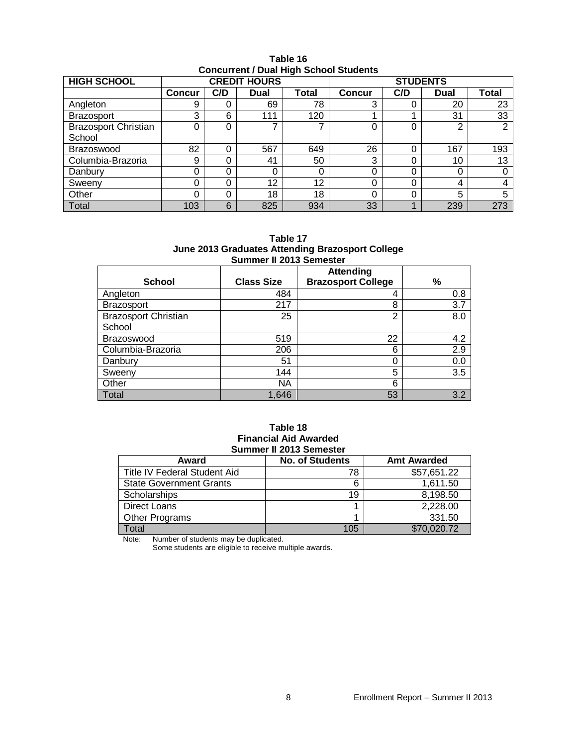**Table 16**
**Concurrent / Dual High School Students**

| HIGH SCHOOL | CREDIT HOURS | | | | STUDENTS | | | |
|---|---|---|---|---|---|---|---|---|
| | **Concur** | **C/D** | **Dual** | **Total** | **Concur** | **C/D** | **Dual** | **Total** |
| Angleton | 9 | 0 | 69 | 78 | 3 | 0 | 20 | 23 |
| Brazosport | 3 | 6 | 111 | 120 | 1 | 1 | 31 | 33 |
| Brazosport Christian School | 0 | 0 | 7 | 7 | 0 | 0 | 2 | 2 |
| Brazoswood | 82 | 0 | 567 | 649 | 26 | 0 | 167 | 193 |
| Columbia-Brazoria | 9 | 0 | 41 | 50 | 3 | 0 | 10 | 13 |
| Danbury | 0 | 0 | 0 | 0 | 0 | 0 | 0 | 0 |
| Sweeny | 0 | 0 | 12 | 12 | 0 | 0 | 4 | 4 |
| Other | 0 | 0 | 18 | 18 | 0 | 0 | 5 | 5 |
| Total | 103 | 6 | 825 | 934 | 33 | 1 | 239 | 273 |

**Table 17**
**June 2013 Graduates Attending Brazosport College**
**Summer II 2013 Semester**

| School | Class Size | Attending Brazosport College | % |
|---|---|---|---|
| Angleton | 484 | 4 | 0.8 |
| Brazosport | 217 | 8 | 3.7 |
| Brazosport Christian School | 25 | 2 | 8.0 |
| Brazoswood | 519 | 22 | 4.2 |
| Columbia-Brazoria | 206 | 6 | 2.9 |
| Danbury | 51 | 0 | 0.0 |
| Sweeny | 144 | 5 | 3.5 |
| Other | NA | 6 | |
| Total | 1,646 | 53 | 3.2 |

**Table 18**
**Financial Aid Awarded**
**Summer II 2013 Semester**

| Award | No. of Students | Amt Awarded |
|---|---|---|
| Title IV Federal Student Aid | 78 | $57,651.22 |
| State Government Grants | 6 | 1,611.50 |
| Scholarships | 19 | 8,198.50 |
| Direct Loans | 1 | 2,228.00 |
| Other Programs | 1 | 331.50 |
| Total | 105 | $70,020.72 |

Note: Number of students may be duplicated.
Some students are eligible to receive multiple awards.